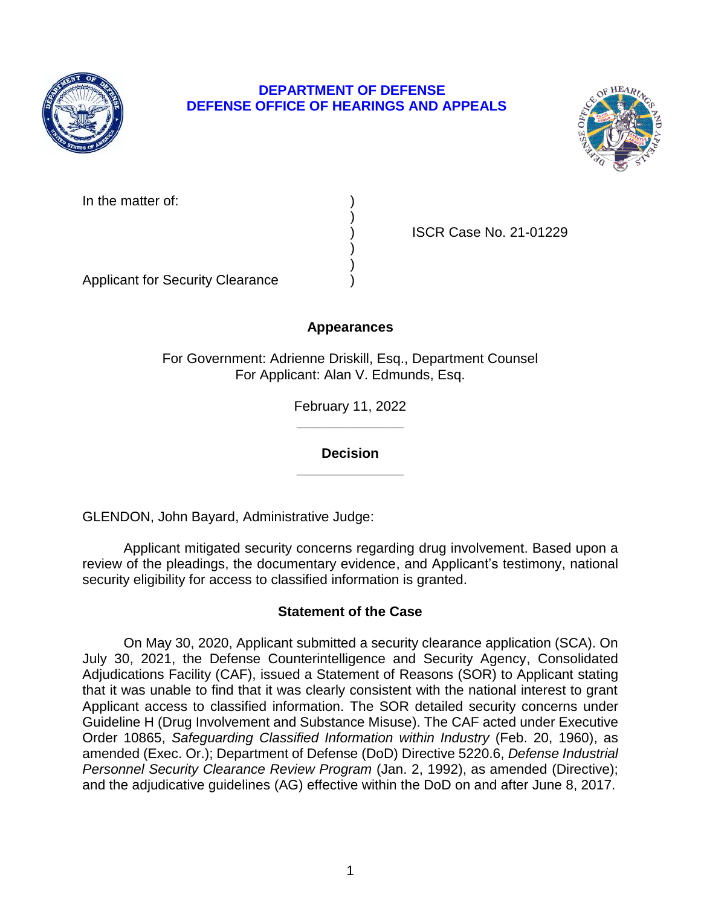**DEPARTMENT OF DEFENSE**
**DEFENSE OFFICE OF HEARINGS AND APPEALS**

| | | |
|---|---|---|
| In the matter of: | ) | |
| | ) | |
| | ) | ISCR Case No. 21-01229 |
| | ) | |
| | ) | |
| Applicant for Security Clearance | ) | |

## Appearances

For Government: Adrienne Driskill, Esq., Department Counsel
For Applicant: Alan V. Edmunds, Esq.

February 11, 2022

______________

## Decision

______________

GLENDON, John Bayard, Administrative Judge:

Applicant mitigated security concerns regarding drug involvement. Based upon a review of the pleadings, the documentary evidence, and Applicant's testimony, national security eligibility for access to classified information is granted.

## Statement of the Case

On May 30, 2020, Applicant submitted a security clearance application (SCA). On July 30, 2021, the Defense Counterintelligence and Security Agency, Consolidated Adjudications Facility (CAF), issued a Statement of Reasons (SOR) to Applicant stating that it was unable to find that it was clearly consistent with the national interest to grant Applicant access to classified information. The SOR detailed security concerns under Guideline H (Drug Involvement and Substance Misuse). The CAF acted under Executive Order 10865, *Safeguarding Classified Information within Industry* (Feb. 20, 1960), as amended (Exec. Or.); Department of Defense (DoD) Directive 5220.6, *Defense Industrial Personnel Security Clearance Review Program* (Jan. 2, 1992), as amended (Directive); and the adjudicative guidelines (AG) effective within the DoD on and after June 8, 2017.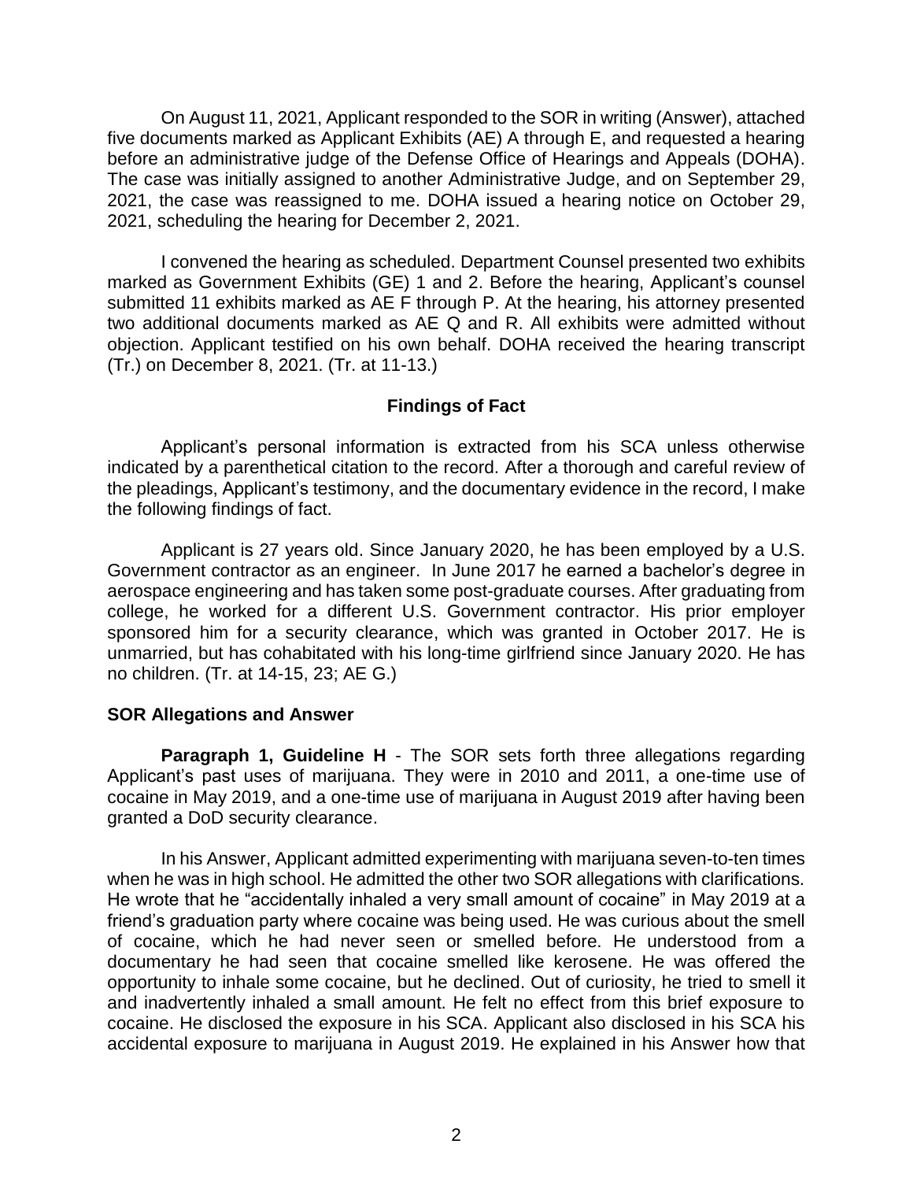On August 11, 2021, Applicant responded to the SOR in writing (Answer), attached five documents marked as Applicant Exhibits (AE) A through E, and requested a hearing before an administrative judge of the Defense Office of Hearings and Appeals (DOHA). The case was initially assigned to another Administrative Judge, and on September 29, 2021, the case was reassigned to me. DOHA issued a hearing notice on October 29, 2021, scheduling the hearing for December 2, 2021.

I convened the hearing as scheduled. Department Counsel presented two exhibits marked as Government Exhibits (GE) 1 and 2. Before the hearing, Applicant's counsel submitted 11 exhibits marked as AE F through P. At the hearing, his attorney presented two additional documents marked as AE Q and R. All exhibits were admitted without objection. Applicant testified on his own behalf. DOHA received the hearing transcript (Tr.) on December 8, 2021. (Tr. at 11-13.)

## Findings of Fact

Applicant's personal information is extracted from his SCA unless otherwise indicated by a parenthetical citation to the record. After a thorough and careful review of the pleadings, Applicant's testimony, and the documentary evidence in the record, I make the following findings of fact.

Applicant is 27 years old. Since January 2020, he has been employed by a U.S. Government contractor as an engineer. In June 2017 he earned a bachelor's degree in aerospace engineering and has taken some post-graduate courses. After graduating from college, he worked for a different U.S. Government contractor. His prior employer sponsored him for a security clearance, which was granted in October 2017. He is unmarried, but has cohabitated with his long-time girlfriend since January 2020. He has no children. (Tr. at 14-15, 23; AE G.)

### SOR Allegations and Answer

**Paragraph 1, Guideline H** - The SOR sets forth three allegations regarding Applicant's past uses of marijuana. They were in 2010 and 2011, a one-time use of cocaine in May 2019, and a one-time use of marijuana in August 2019 after having been granted a DoD security clearance.

In his Answer, Applicant admitted experimenting with marijuana seven-to-ten times when he was in high school. He admitted the other two SOR allegations with clarifications. He wrote that he "accidentally inhaled a very small amount of cocaine" in May 2019 at a friend's graduation party where cocaine was being used. He was curious about the smell of cocaine, which he had never seen or smelled before. He understood from a documentary he had seen that cocaine smelled like kerosene. He was offered the opportunity to inhale some cocaine, but he declined. Out of curiosity, he tried to smell it and inadvertently inhaled a small amount. He felt no effect from this brief exposure to cocaine. He disclosed the exposure in his SCA. Applicant also disclosed in his SCA his accidental exposure to marijuana in August 2019. He explained in his Answer how that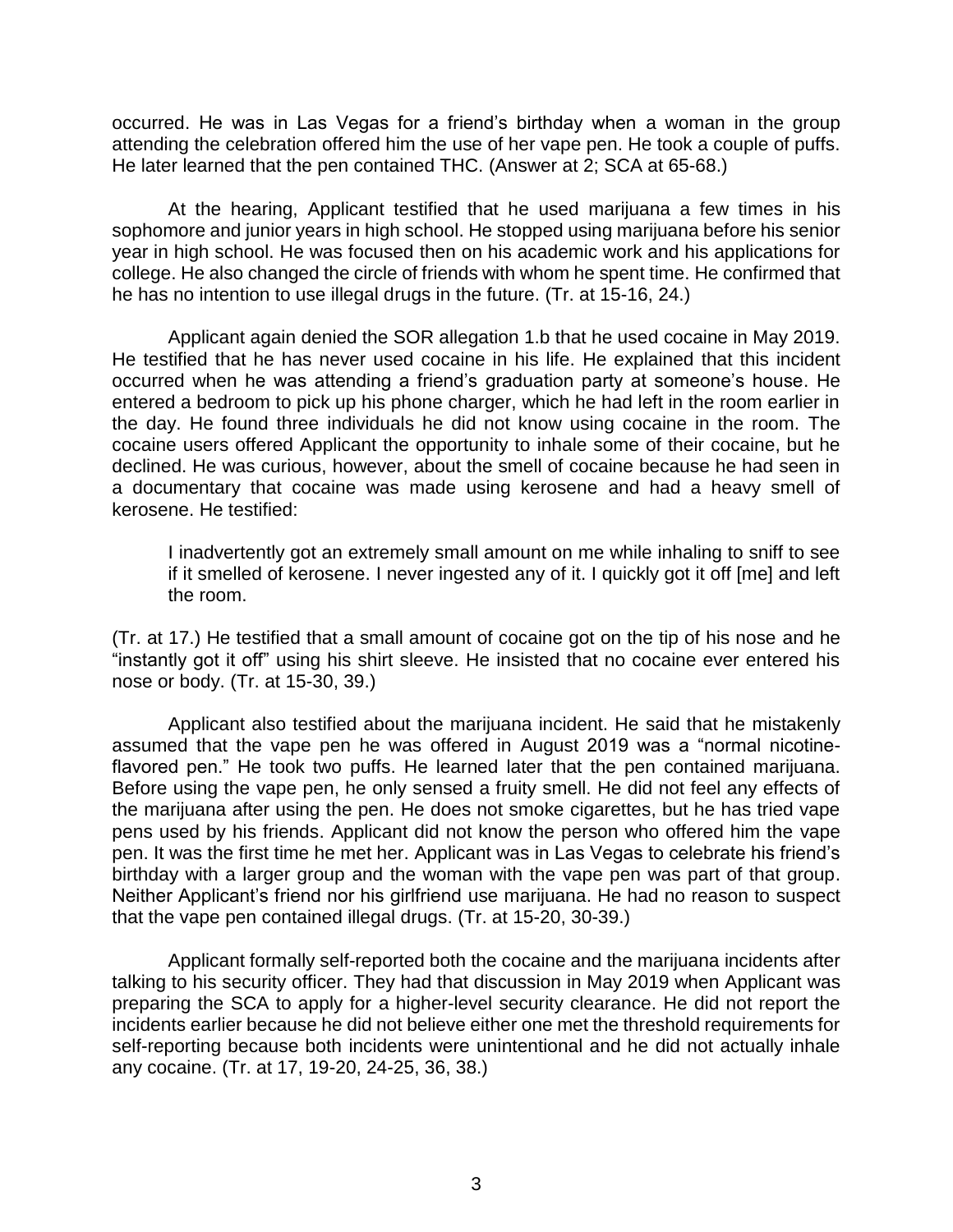occurred. He was in Las Vegas for a friend's birthday when a woman in the group attending the celebration offered him the use of her vape pen. He took a couple of puffs. He later learned that the pen contained THC. (Answer at 2; SCA at 65-68.)

At the hearing, Applicant testified that he used marijuana a few times in his sophomore and junior years in high school. He stopped using marijuana before his senior year in high school. He was focused then on his academic work and his applications for college. He also changed the circle of friends with whom he spent time. He confirmed that he has no intention to use illegal drugs in the future. (Tr. at 15-16, 24.)

Applicant again denied the SOR allegation 1.b that he used cocaine in May 2019. He testified that he has never used cocaine in his life. He explained that this incident occurred when he was attending a friend's graduation party at someone's house. He entered a bedroom to pick up his phone charger, which he had left in the room earlier in the day. He found three individuals he did not know using cocaine in the room. The cocaine users offered Applicant the opportunity to inhale some of their cocaine, but he declined. He was curious, however, about the smell of cocaine because he had seen in a documentary that cocaine was made using kerosene and had a heavy smell of kerosene. He testified:

> I inadvertently got an extremely small amount on me while inhaling to sniff to see if it smelled of kerosene. I never ingested any of it. I quickly got it off [me] and left the room.

(Tr. at 17.) He testified that a small amount of cocaine got on the tip of his nose and he "instantly got it off" using his shirt sleeve. He insisted that no cocaine ever entered his nose or body. (Tr. at 15-30, 39.)

Applicant also testified about the marijuana incident. He said that he mistakenly assumed that the vape pen he was offered in August 2019 was a "normal nicotine-flavored pen." He took two puffs. He learned later that the pen contained marijuana. Before using the vape pen, he only sensed a fruity smell. He did not feel any effects of the marijuana after using the pen. He does not smoke cigarettes, but he has tried vape pens used by his friends. Applicant did not know the person who offered him the vape pen. It was the first time he met her. Applicant was in Las Vegas to celebrate his friend's birthday with a larger group and the woman with the vape pen was part of that group. Neither Applicant's friend nor his girlfriend use marijuana. He had no reason to suspect that the vape pen contained illegal drugs. (Tr. at 15-20, 30-39.)

Applicant formally self-reported both the cocaine and the marijuana incidents after talking to his security officer. They had that discussion in May 2019 when Applicant was preparing the SCA to apply for a higher-level security clearance. He did not report the incidents earlier because he did not believe either one met the threshold requirements for self-reporting because both incidents were unintentional and he did not actually inhale any cocaine. (Tr. at 17, 19-20, 24-25, 36, 38.)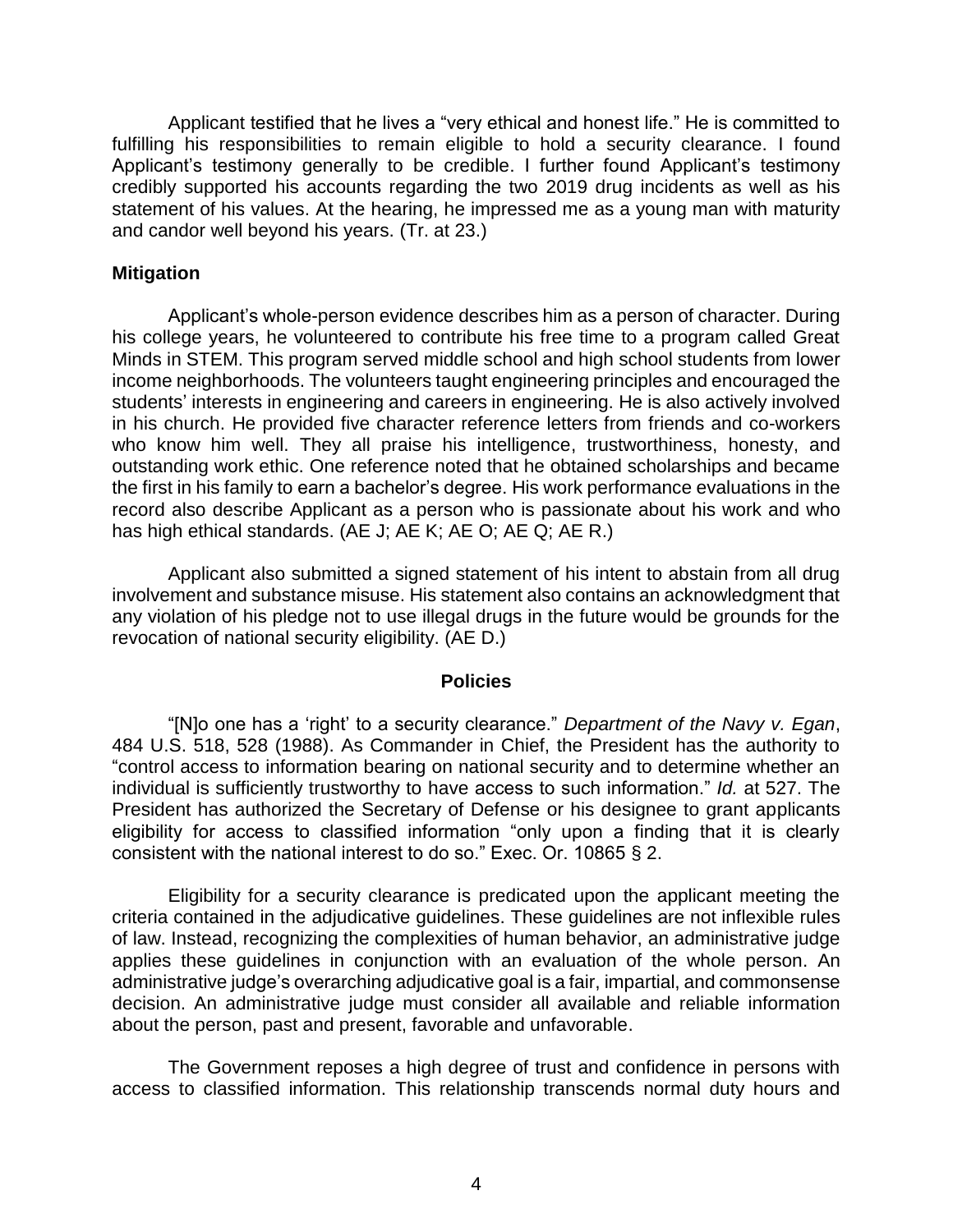Applicant testified that he lives a "very ethical and honest life." He is committed to fulfilling his responsibilities to remain eligible to hold a security clearance. I found Applicant's testimony generally to be credible. I further found Applicant's testimony credibly supported his accounts regarding the two 2019 drug incidents as well as his statement of his values. At the hearing, he impressed me as a young man with maturity and candor well beyond his years. (Tr. at 23.)

**Mitigation**

Applicant's whole-person evidence describes him as a person of character. During his college years, he volunteered to contribute his free time to a program called Great Minds in STEM. This program served middle school and high school students from lower income neighborhoods. The volunteers taught engineering principles and encouraged the students' interests in engineering and careers in engineering. He is also actively involved in his church. He provided five character reference letters from friends and co-workers who know him well. They all praise his intelligence, trustworthiness, honesty, and outstanding work ethic. One reference noted that he obtained scholarships and became the first in his family to earn a bachelor's degree. His work performance evaluations in the record also describe Applicant as a person who is passionate about his work and who has high ethical standards. (AE J; AE K; AE O; AE Q; AE R.)

Applicant also submitted a signed statement of his intent to abstain from all drug involvement and substance misuse. His statement also contains an acknowledgment that any violation of his pledge not to use illegal drugs in the future would be grounds for the revocation of national security eligibility. (AE D.)

## Policies

"[N]o one has a 'right' to a security clearance." *Department of the Navy v. Egan*, 484 U.S. 518, 528 (1988). As Commander in Chief, the President has the authority to "control access to information bearing on national security and to determine whether an individual is sufficiently trustworthy to have access to such information." *Id.* at 527. The President has authorized the Secretary of Defense or his designee to grant applicants eligibility for access to classified information "only upon a finding that it is clearly consistent with the national interest to do so." Exec. Or. 10865 § 2.

Eligibility for a security clearance is predicated upon the applicant meeting the criteria contained in the adjudicative guidelines. These guidelines are not inflexible rules of law. Instead, recognizing the complexities of human behavior, an administrative judge applies these guidelines in conjunction with an evaluation of the whole person. An administrative judge's overarching adjudicative goal is a fair, impartial, and commonsense decision. An administrative judge must consider all available and reliable information about the person, past and present, favorable and unfavorable.

The Government reposes a high degree of trust and confidence in persons with access to classified information. This relationship transcends normal duty hours and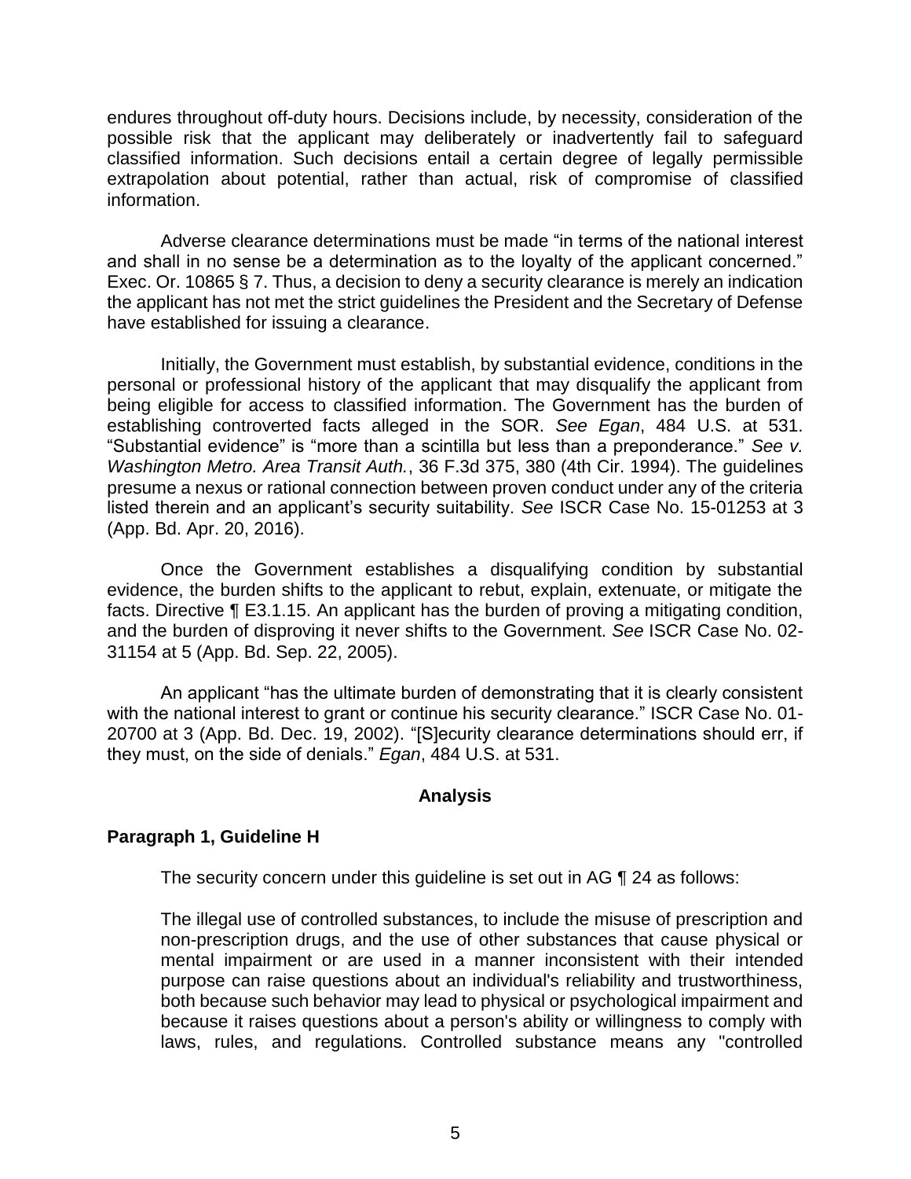endures throughout off-duty hours. Decisions include, by necessity, consideration of the possible risk that the applicant may deliberately or inadvertently fail to safeguard classified information. Such decisions entail a certain degree of legally permissible extrapolation about potential, rather than actual, risk of compromise of classified information.

Adverse clearance determinations must be made "in terms of the national interest and shall in no sense be a determination as to the loyalty of the applicant concerned." Exec. Or. 10865 § 7. Thus, a decision to deny a security clearance is merely an indication the applicant has not met the strict guidelines the President and the Secretary of Defense have established for issuing a clearance.

Initially, the Government must establish, by substantial evidence, conditions in the personal or professional history of the applicant that may disqualify the applicant from being eligible for access to classified information. The Government has the burden of establishing controverted facts alleged in the SOR. *See Egan*, 484 U.S. at 531. "Substantial evidence" is "more than a scintilla but less than a preponderance." *See v. Washington Metro. Area Transit Auth.*, 36 F.3d 375, 380 (4th Cir. 1994). The guidelines presume a nexus or rational connection between proven conduct under any of the criteria listed therein and an applicant's security suitability. *See* ISCR Case No. 15-01253 at 3 (App. Bd. Apr. 20, 2016).

Once the Government establishes a disqualifying condition by substantial evidence, the burden shifts to the applicant to rebut, explain, extenuate, or mitigate the facts. Directive ¶ E3.1.15. An applicant has the burden of proving a mitigating condition, and the burden of disproving it never shifts to the Government. *See* ISCR Case No. 02-31154 at 5 (App. Bd. Sep. 22, 2005).

An applicant "has the ultimate burden of demonstrating that it is clearly consistent with the national interest to grant or continue his security clearance." ISCR Case No. 01-20700 at 3 (App. Bd. Dec. 19, 2002). "[S]ecurity clearance determinations should err, if they must, on the side of denials." *Egan*, 484 U.S. at 531.

## Analysis

### Paragraph 1, Guideline H

The security concern under this guideline is set out in AG ¶ 24 as follows:

> The illegal use of controlled substances, to include the misuse of prescription and non-prescription drugs, and the use of other substances that cause physical or mental impairment or are used in a manner inconsistent with their intended purpose can raise questions about an individual's reliability and trustworthiness, both because such behavior may lead to physical or psychological impairment and because it raises questions about a person's ability or willingness to comply with laws, rules, and regulations. Controlled substance means any "controlled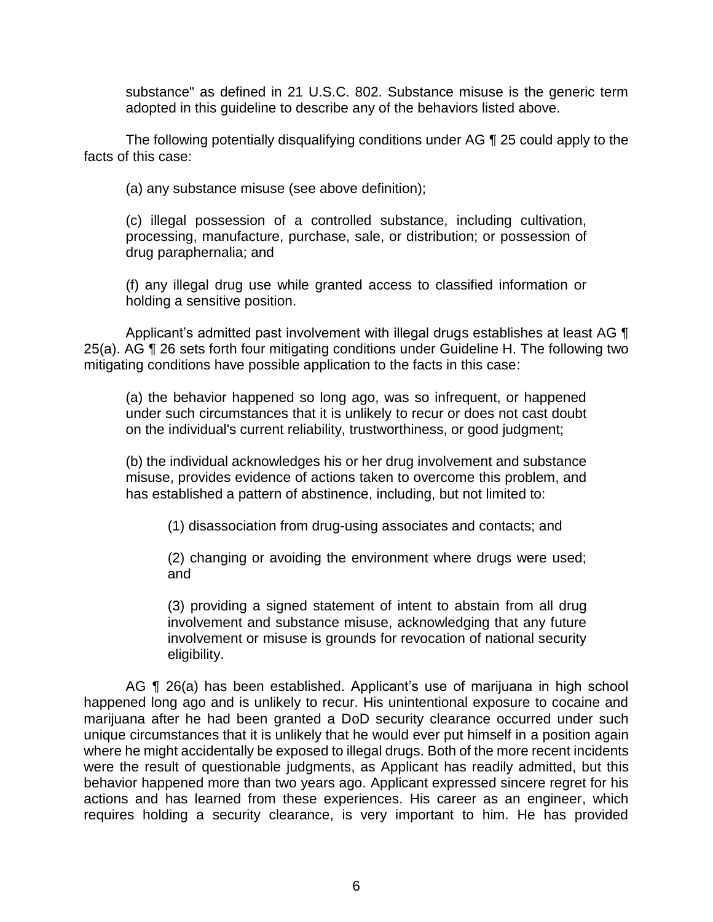substance" as defined in 21 U.S.C. 802. Substance misuse is the generic term adopted in this guideline to describe any of the behaviors listed above.

The following potentially disqualifying conditions under AG ¶ 25 could apply to the facts of this case:

> (a) any substance misuse (see above definition);
>
> (c) illegal possession of a controlled substance, including cultivation, processing, manufacture, purchase, sale, or distribution; or possession of drug paraphernalia; and
>
> (f) any illegal drug use while granted access to classified information or holding a sensitive position.

Applicant's admitted past involvement with illegal drugs establishes at least AG ¶ 25(a). AG ¶ 26 sets forth four mitigating conditions under Guideline H. The following two mitigating conditions have possible application to the facts in this case:

> (a) the behavior happened so long ago, was so infrequent, or happened under such circumstances that it is unlikely to recur or does not cast doubt on the individual's current reliability, trustworthiness, or good judgment;
>
> (b) the individual acknowledges his or her drug involvement and substance misuse, provides evidence of actions taken to overcome this problem, and has established a pattern of abstinence, including, but not limited to:
>
>> (1) disassociation from drug-using associates and contacts; and
>>
>> (2) changing or avoiding the environment where drugs were used; and
>>
>> (3) providing a signed statement of intent to abstain from all drug involvement and substance misuse, acknowledging that any future involvement or misuse is grounds for revocation of national security eligibility.

AG ¶ 26(a) has been established. Applicant's use of marijuana in high school happened long ago and is unlikely to recur. His unintentional exposure to cocaine and marijuana after he had been granted a DoD security clearance occurred under such unique circumstances that it is unlikely that he would ever put himself in a position again where he might accidentally be exposed to illegal drugs. Both of the more recent incidents were the result of questionable judgments, as Applicant has readily admitted, but this behavior happened more than two years ago. Applicant expressed sincere regret for his actions and has learned from these experiences. His career as an engineer, which requires holding a security clearance, is very important to him. He has provided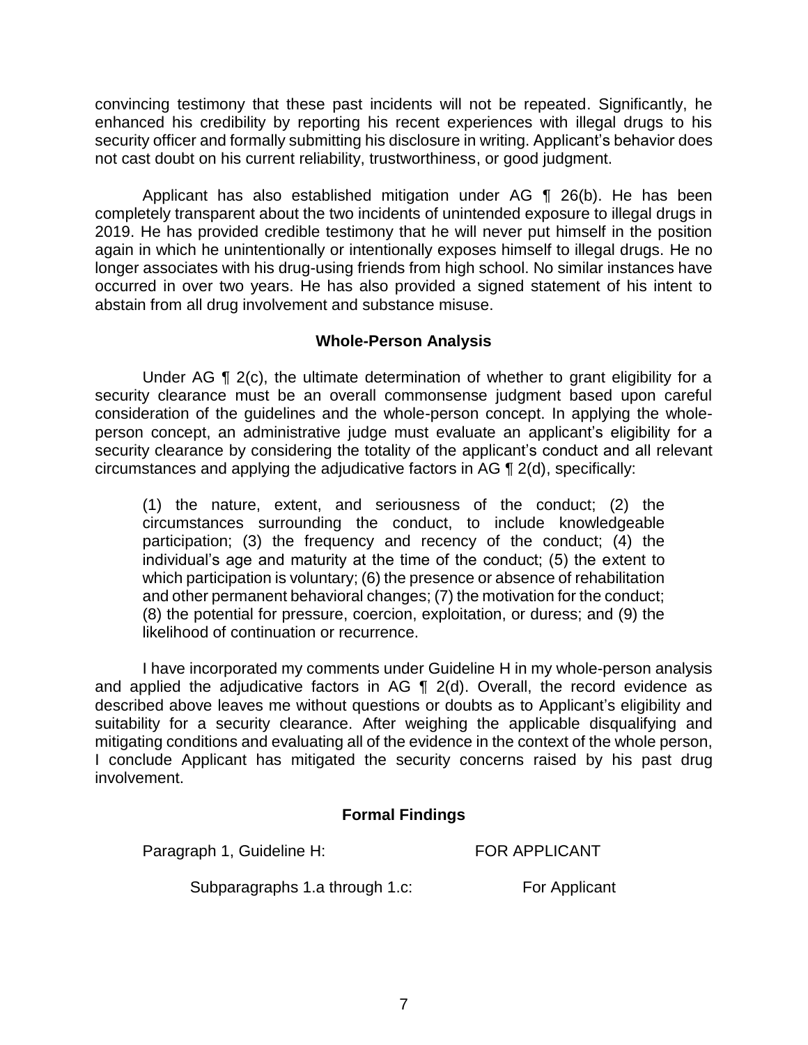convincing testimony that these past incidents will not be repeated. Significantly, he enhanced his credibility by reporting his recent experiences with illegal drugs to his security officer and formally submitting his disclosure in writing. Applicant's behavior does not cast doubt on his current reliability, trustworthiness, or good judgment.

Applicant has also established mitigation under AG ¶ 26(b). He has been completely transparent about the two incidents of unintended exposure to illegal drugs in 2019. He has provided credible testimony that he will never put himself in the position again in which he unintentionally or intentionally exposes himself to illegal drugs. He no longer associates with his drug-using friends from high school. No similar instances have occurred in over two years. He has also provided a signed statement of his intent to abstain from all drug involvement and substance misuse.

## Whole-Person Analysis

Under AG ¶ 2(c), the ultimate determination of whether to grant eligibility for a security clearance must be an overall commonsense judgment based upon careful consideration of the guidelines and the whole-person concept. In applying the whole-person concept, an administrative judge must evaluate an applicant's eligibility for a security clearance by considering the totality of the applicant's conduct and all relevant circumstances and applying the adjudicative factors in AG ¶ 2(d), specifically:

> (1) the nature, extent, and seriousness of the conduct; (2) the circumstances surrounding the conduct, to include knowledgeable participation; (3) the frequency and recency of the conduct; (4) the individual's age and maturity at the time of the conduct; (5) the extent to which participation is voluntary; (6) the presence or absence of rehabilitation and other permanent behavioral changes; (7) the motivation for the conduct; (8) the potential for pressure, coercion, exploitation, or duress; and (9) the likelihood of continuation or recurrence.

I have incorporated my comments under Guideline H in my whole-person analysis and applied the adjudicative factors in AG ¶ 2(d). Overall, the record evidence as described above leaves me without questions or doubts as to Applicant's eligibility and suitability for a security clearance. After weighing the applicable disqualifying and mitigating conditions and evaluating all of the evidence in the context of the whole person, I conclude Applicant has mitigated the security concerns raised by his past drug involvement.

## Formal Findings

Paragraph 1, Guideline H: FOR APPLICANT

Subparagraphs 1.a through 1.c: For Applicant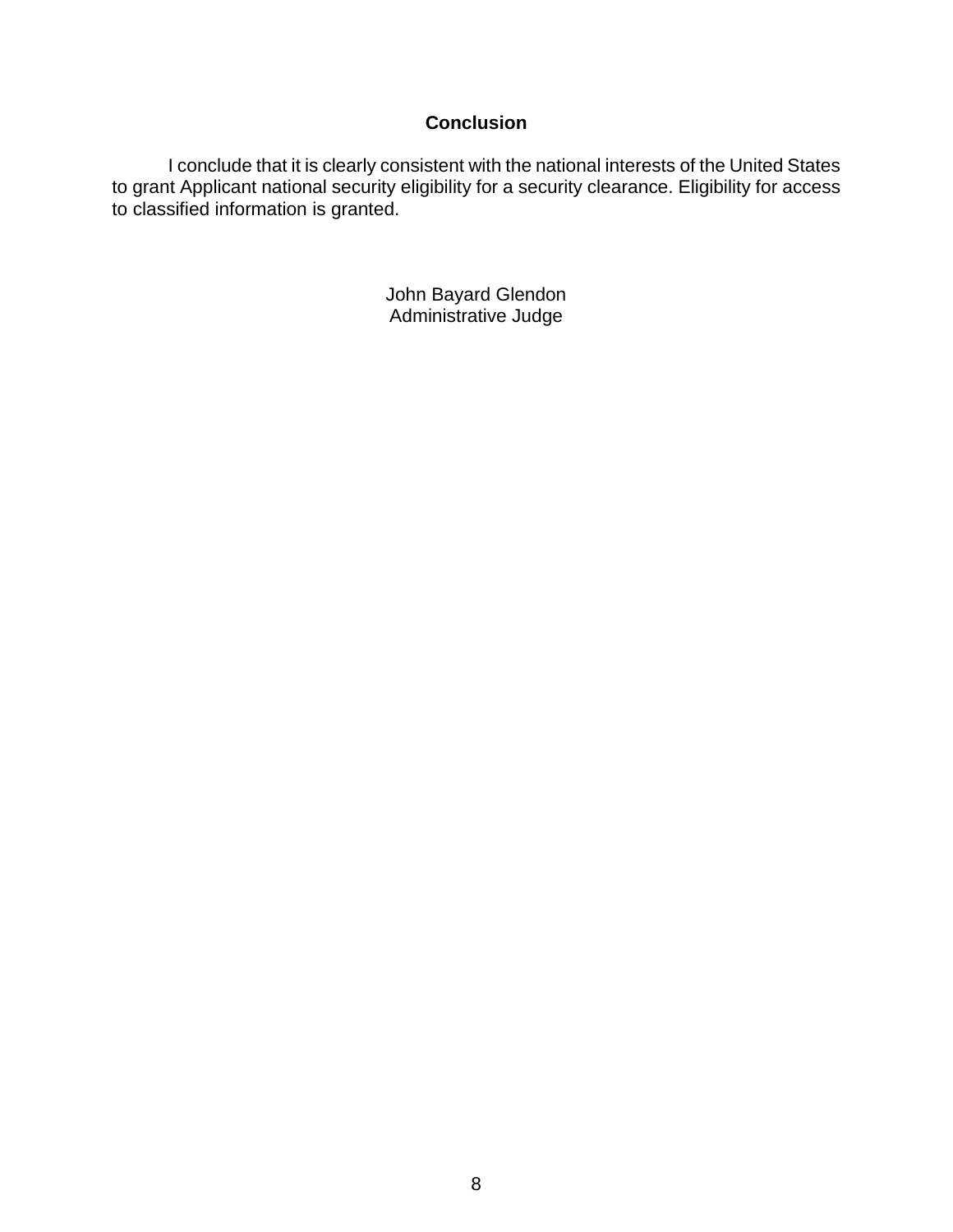## Conclusion

I conclude that it is clearly consistent with the national interests of the United States to grant Applicant national security eligibility for a security clearance. Eligibility for access to classified information is granted.

John Bayard Glendon
Administrative Judge